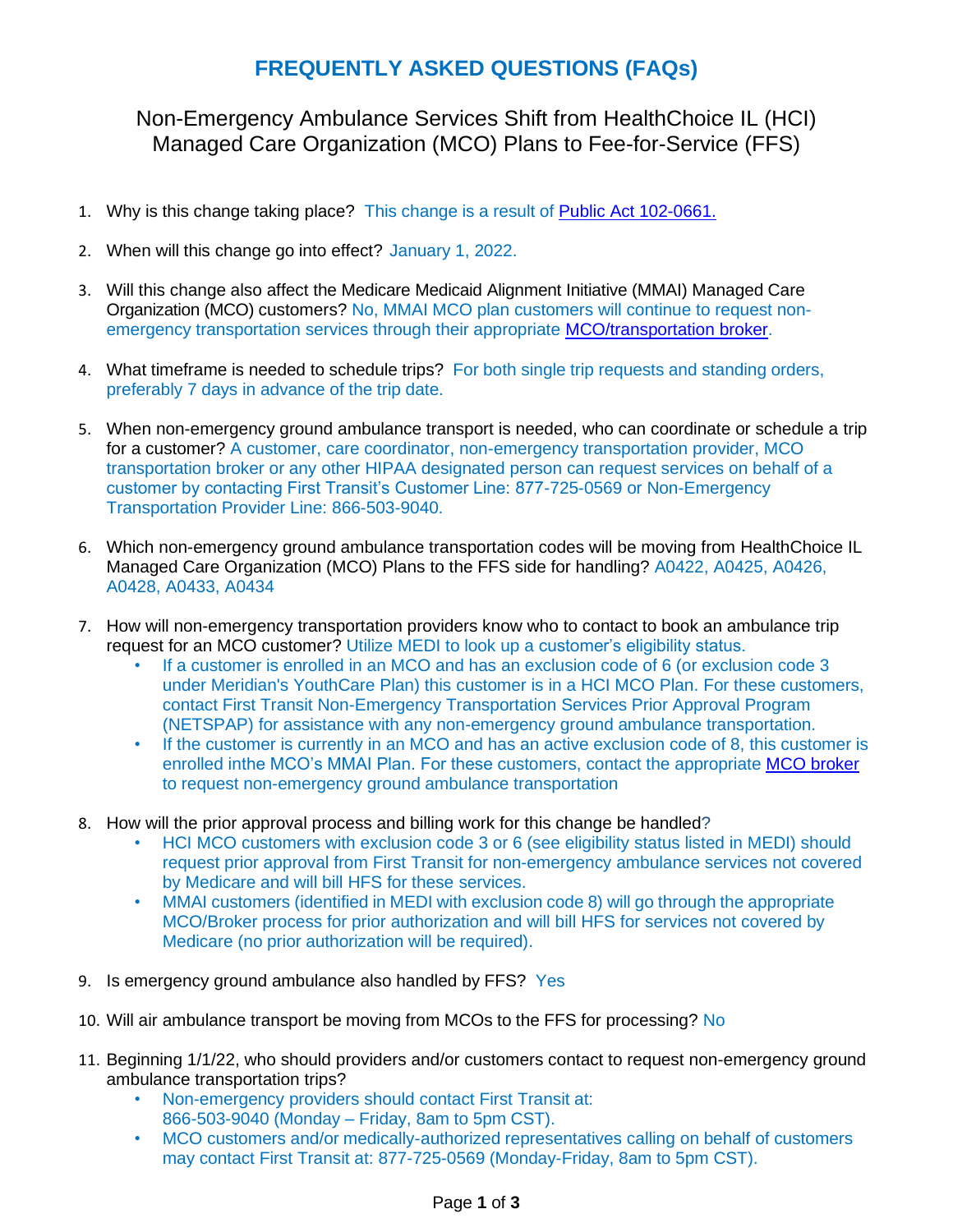# FREQUENTLY ASKED QUESTIONS (FAQs)

## Non-Emergency Ambulance Services Shift from HealthChoice IL (HCI) Managed Care Organization (MCO) Plans to Fee-for-Service (FFS)

1. Why is this change taking place? This change is a result of Public Act 102-0661.

2. When will this change go into effect? January 1, 2022.

3. Will this change also affect the Medicare Medicaid Alignment Initiative (MMAI) Managed Care Organization (MCO) customers? No, MMAI MCO plan customers will continue to request non-emergency transportation services through their appropriate MCO/transportation broker.

4. What timeframe is needed to schedule trips? For both single trip requests and standing orders, preferably 7 days in advance of the trip date.

5. When non-emergency ground ambulance transport is needed, who can coordinate or schedule a trip for a customer? A customer, care coordinator, non-emergency transportation provider, MCO transportation broker or any other HIPAA designated person can request services on behalf of a customer by contacting First Transit's Customer Line: 877-725-0569 or Non-Emergency Transportation Provider Line: 866-503-9040.

6. Which non-emergency ground ambulance transportation codes will be moving from HealthChoice IL Managed Care Organization (MCO) Plans to the FFS side for handling? A0422, A0425, A0426, A0428, A0433, A0434

7. How will non-emergency transportation providers know who to contact to book an ambulance trip request for an MCO customer? Utilize MEDI to look up a customer's eligibility status.
   - If a customer is enrolled in an MCO and has an exclusion code of 6 (or exclusion code 3 under Meridian's YouthCare Plan) this customer is in a HCI MCO Plan. For these customers, contact First Transit Non-Emergency Transportation Services Prior Approval Program (NETSPAP) for assistance with any non-emergency ground ambulance transportation.
   - If the customer is currently in an MCO and has an active exclusion code of 8, this customer is enrolled inthe MCO's MMAI Plan. For these customers, contact the appropriate MCO broker to request non-emergency ground ambulance transportation

8. How will the prior approval process and billing work for this change be handled?
   - HCI MCO customers with exclusion code 3 or 6 (see eligibility status listed in MEDI) should request prior approval from First Transit for non-emergency ambulance services not covered by Medicare and will bill HFS for these services.
   - MMAI customers (identified in MEDI with exclusion code 8) will go through the appropriate MCO/Broker process for prior authorization and will bill HFS for services not covered by Medicare (no prior authorization will be required).

9. Is emergency ground ambulance also handled by FFS? Yes

10. Will air ambulance transport be moving from MCOs to the FFS for processing? No

11. Beginning 1/1/22, who should providers and/or customers contact to request non-emergency ground ambulance transportation trips?
    - Non-emergency providers should contact First Transit at: 866-503-9040 (Monday – Friday, 8am to 5pm CST).
    - MCO customers and/or medically-authorized representatives calling on behalf of customers may contact First Transit at: 877-725-0569 (Monday-Friday, 8am to 5pm CST).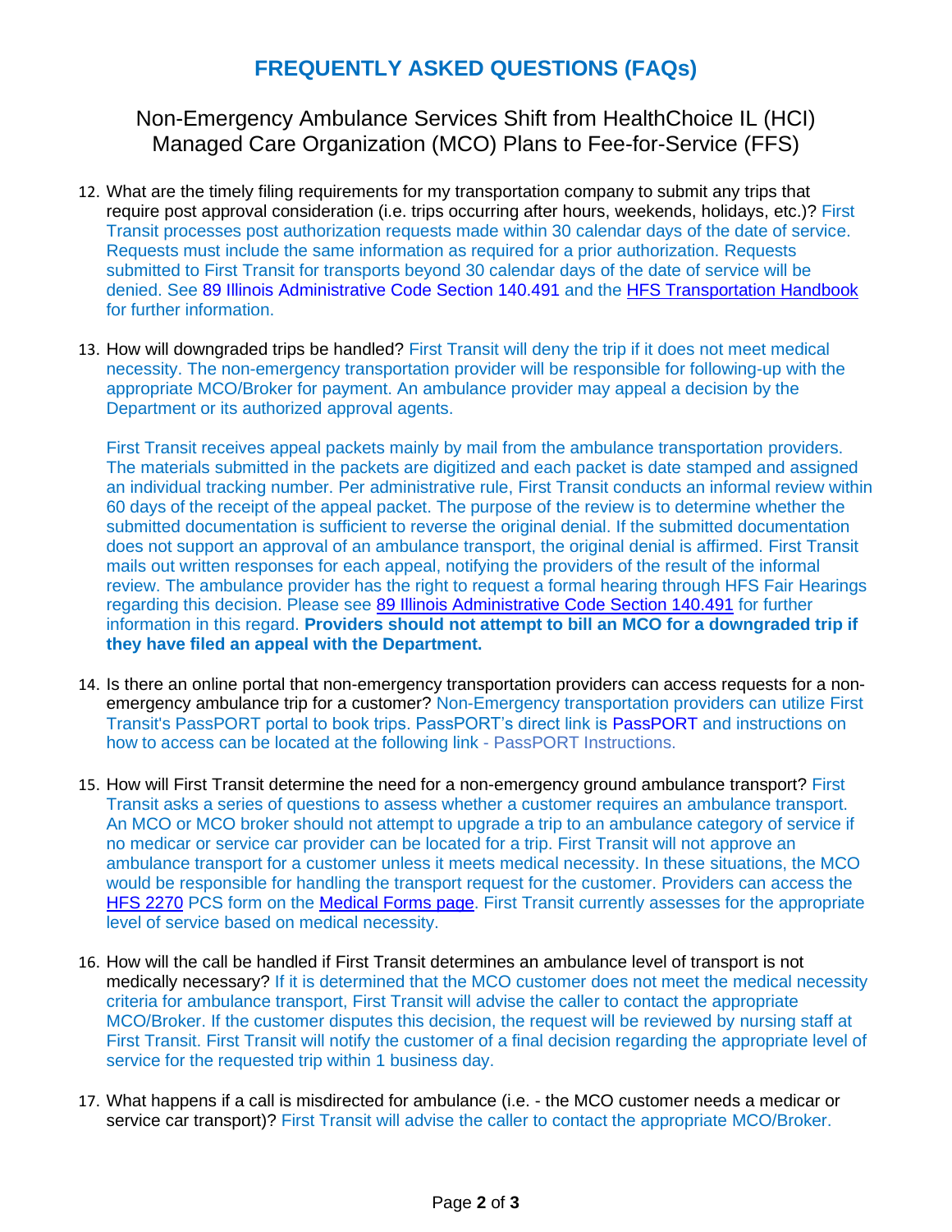# FREQUENTLY ASKED QUESTIONS (FAQs)

Non-Emergency Ambulance Services Shift from HealthChoice IL (HCI) Managed Care Organization (MCO) Plans to Fee-for-Service (FFS)

12. What are the timely filing requirements for my transportation company to submit any trips that require post approval consideration (i.e. trips occurring after hours, weekends, holidays, etc.)? First Transit processes post authorization requests made within 30 calendar days of the date of service. Requests must include the same information as required for a prior authorization. Requests submitted to First Transit for transports beyond 30 calendar days of the date of service will be denied. See 89 Illinois Administrative Code Section 140.491 and the HFS Transportation Handbook for further information.

13. How will downgraded trips be handled? First Transit will deny the trip if it does not meet medical necessity. The non-emergency transportation provider will be responsible for following-up with the appropriate MCO/Broker for payment. An ambulance provider may appeal a decision by the Department or its authorized approval agents.

    First Transit receives appeal packets mainly by mail from the ambulance transportation providers. The materials submitted in the packets are digitized and each packet is date stamped and assigned an individual tracking number. Per administrative rule, First Transit conducts an informal review within 60 days of the receipt of the appeal packet. The purpose of the review is to determine whether the submitted documentation is sufficient to reverse the original denial. If the submitted documentation does not support an approval of an ambulance transport, the original denial is affirmed. First Transit mails out written responses for each appeal, notifying the providers of the result of the informal review. The ambulance provider has the right to request a formal hearing through HFS Fair Hearings regarding this decision. Please see 89 Illinois Administrative Code Section 140.491 for further information in this regard. **Providers should not attempt to bill an MCO for a downgraded trip if they have filed an appeal with the Department.**

14. Is there an online portal that non-emergency transportation providers can access requests for a non-emergency ambulance trip for a customer? Non-Emergency transportation providers can utilize First Transit's PassPORT portal to book trips. PassPORT's direct link is PassPORT and instructions on how to access can be located at the following link - PassPORT Instructions.

15. How will First Transit determine the need for a non-emergency ground ambulance transport? First Transit asks a series of questions to assess whether a customer requires an ambulance transport. An MCO or MCO broker should not attempt to upgrade a trip to an ambulance category of service if no medicar or service car provider can be located for a trip. First Transit will not approve an ambulance transport for a customer unless it meets medical necessity. In these situations, the MCO would be responsible for handling the transport request for the customer. Providers can access the HFS 2270 PCS form on the Medical Forms page. First Transit currently assesses for the appropriate level of service based on medical necessity.

16. How will the call be handled if First Transit determines an ambulance level of transport is not medically necessary? If it is determined that the MCO customer does not meet the medical necessity criteria for ambulance transport, First Transit will advise the caller to contact the appropriate MCO/Broker. If the customer disputes this decision, the request will be reviewed by nursing staff at First Transit. First Transit will notify the customer of a final decision regarding the appropriate level of service for the requested trip within 1 business day.

17. What happens if a call is misdirected for ambulance (i.e. - the MCO customer needs a medicar or service car transport)? First Transit will advise the caller to contact the appropriate MCO/Broker.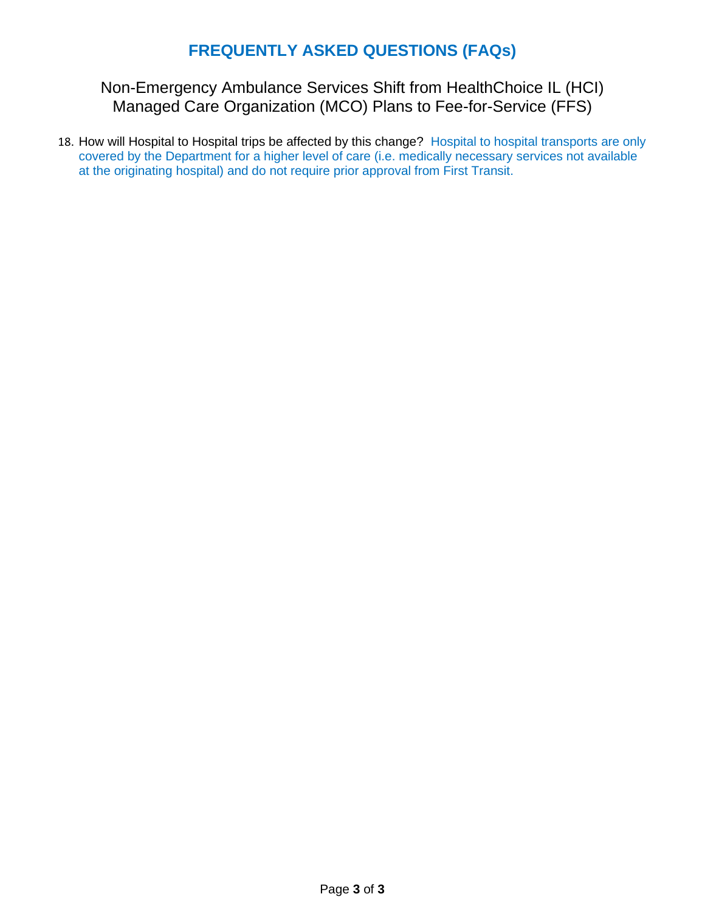# FREQUENTLY ASKED QUESTIONS (FAQs)

## Non-Emergency Ambulance Services Shift from HealthChoice IL (HCI) Managed Care Organization (MCO) Plans to Fee-for-Service (FFS)

18. How will Hospital to Hospital trips be affected by this change? Hospital to hospital transports are only covered by the Department for a higher level of care (i.e. medically necessary services not available at the originating hospital) and do not require prior approval from First Transit.